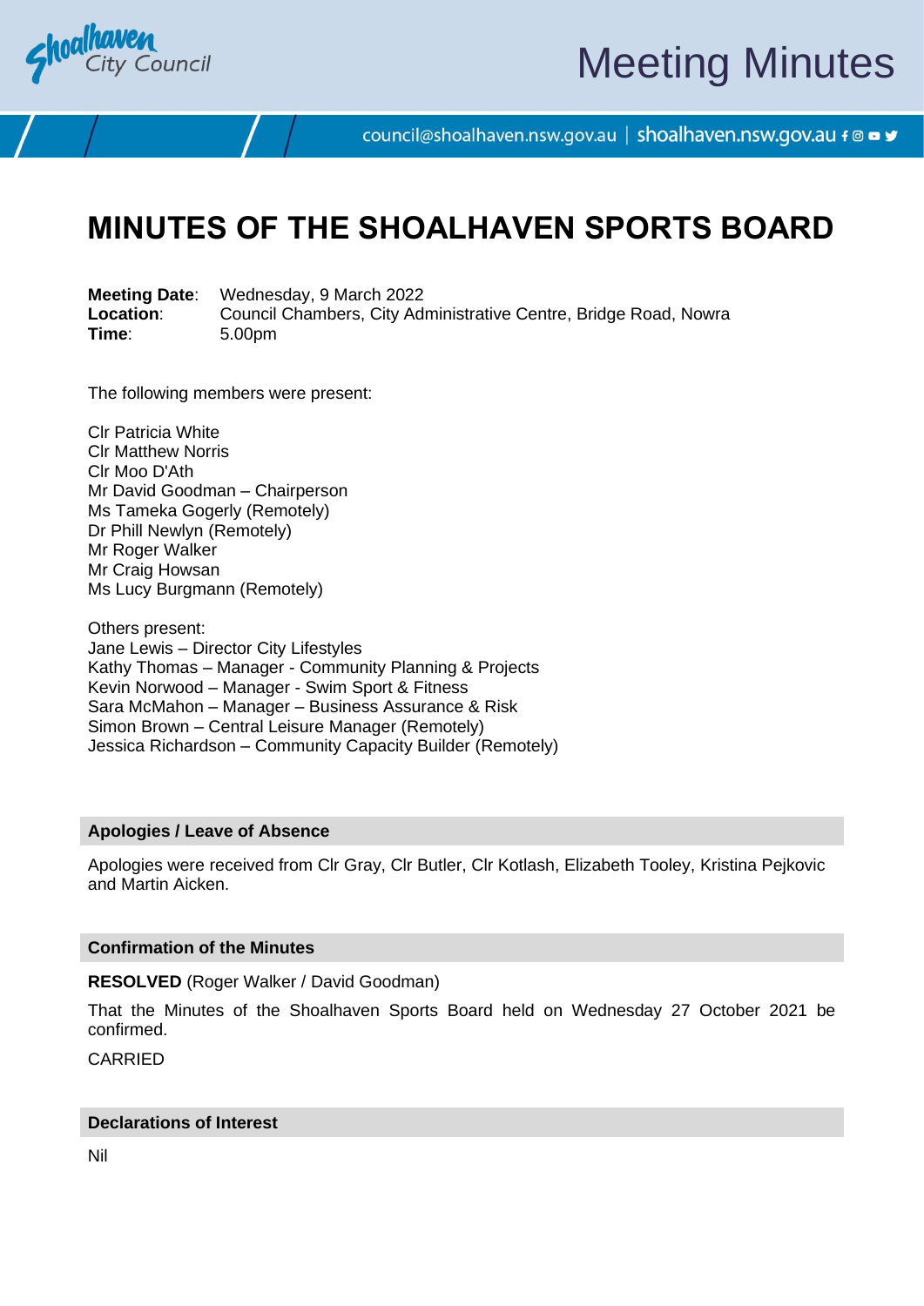# MINUTES OF THE SHOALHAVEN SPORTS BOARD

**Meeting Date**: Wednesday, 9 March 2022
**Location**: Council Chambers, City Administrative Centre, Bridge Road, Nowra
**Time**: 5.00pm

The following members were present:

Clr Patricia White
Clr Matthew Norris
Clr Moo D'Ath
Mr David Goodman – Chairperson
Ms Tameka Gogerly (Remotely)
Dr Phill Newlyn (Remotely)
Mr Roger Walker
Mr Craig Howsan
Ms Lucy Burgmann (Remotely)

Others present:
Jane Lewis – Director City Lifestyles
Kathy Thomas – Manager - Community Planning & Projects
Kevin Norwood – Manager - Swim Sport & Fitness
Sara McMahon – Manager – Business Assurance & Risk
Simon Brown – Central Leisure Manager (Remotely)
Jessica Richardson – Community Capacity Builder (Remotely)

## Apologies / Leave of Absence

Apologies were received from Clr Gray, Clr Butler, Clr Kotlash, Elizabeth Tooley, Kristina Pejkovic and Martin Aicken.

## Confirmation of the Minutes

**RESOLVED** (Roger Walker / David Goodman)

That the Minutes of the Shoalhaven Sports Board held on Wednesday 27 October 2021 be confirmed.

CARRIED

## Declarations of Interest

Nil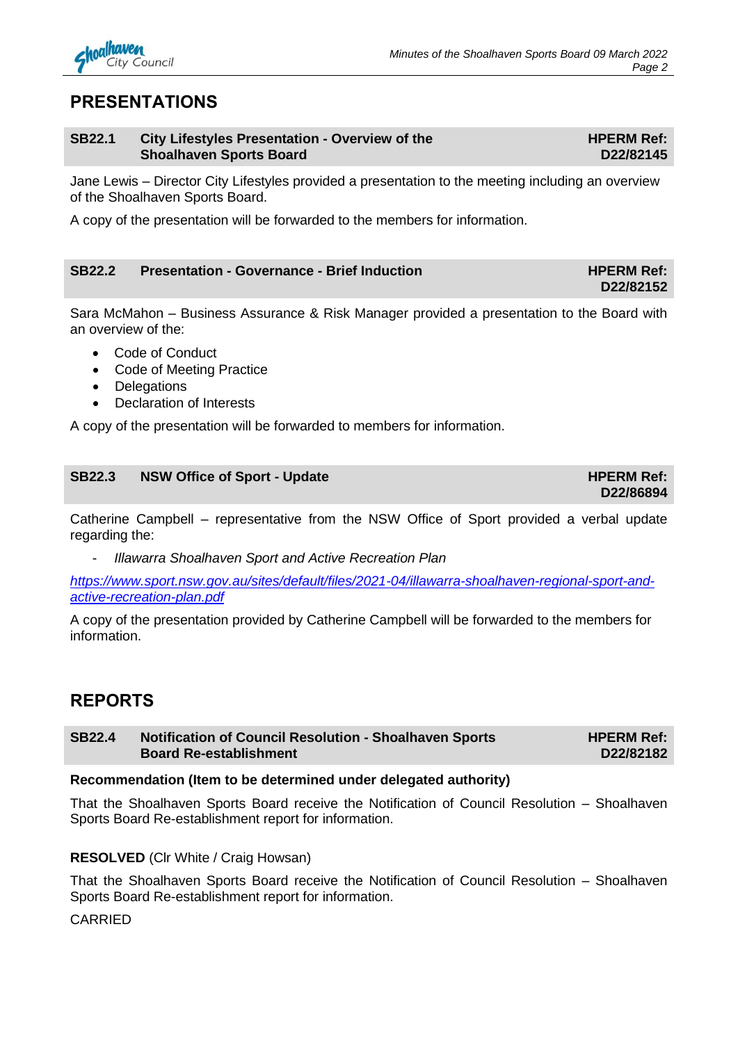## PRESENTATIONS

### SB22.1 City Lifestyles Presentation - Overview of the Shoalhaven Sports Board

**HPERM Ref: D22/82145**

Jane Lewis – Director City Lifestyles provided a presentation to the meeting including an overview of the Shoalhaven Sports Board.

A copy of the presentation will be forwarded to the members for information.

### SB22.2 Presentation - Governance - Brief Induction

**HPERM Ref: D22/82152**

Sara McMahon – Business Assurance & Risk Manager provided a presentation to the Board with an overview of the:

- Code of Conduct
- Code of Meeting Practice
- Delegations
- Declaration of Interests

A copy of the presentation will be forwarded to members for information.

### SB22.3 NSW Office of Sport - Update

**HPERM Ref: D22/86894**

Catherine Campbell – representative from the NSW Office of Sport provided a verbal update regarding the:

- *Illawarra Shoalhaven Sport and Active Recreation Plan*

https://www.sport.nsw.gov.au/sites/default/files/2021-04/illawarra-shoalhaven-regional-sport-and-active-recreation-plan.pdf

A copy of the presentation provided by Catherine Campbell will be forwarded to the members for information.

## REPORTS

### SB22.4 Notification of Council Resolution - Shoalhaven Sports Board Re-establishment

**HPERM Ref: D22/82182**

**Recommendation (Item to be determined under delegated authority)**

That the Shoalhaven Sports Board receive the Notification of Council Resolution – Shoalhaven Sports Board Re-establishment report for information.

**RESOLVED** (Clr White / Craig Howsan)

That the Shoalhaven Sports Board receive the Notification of Council Resolution – Shoalhaven Sports Board Re-establishment report for information.

CARRIED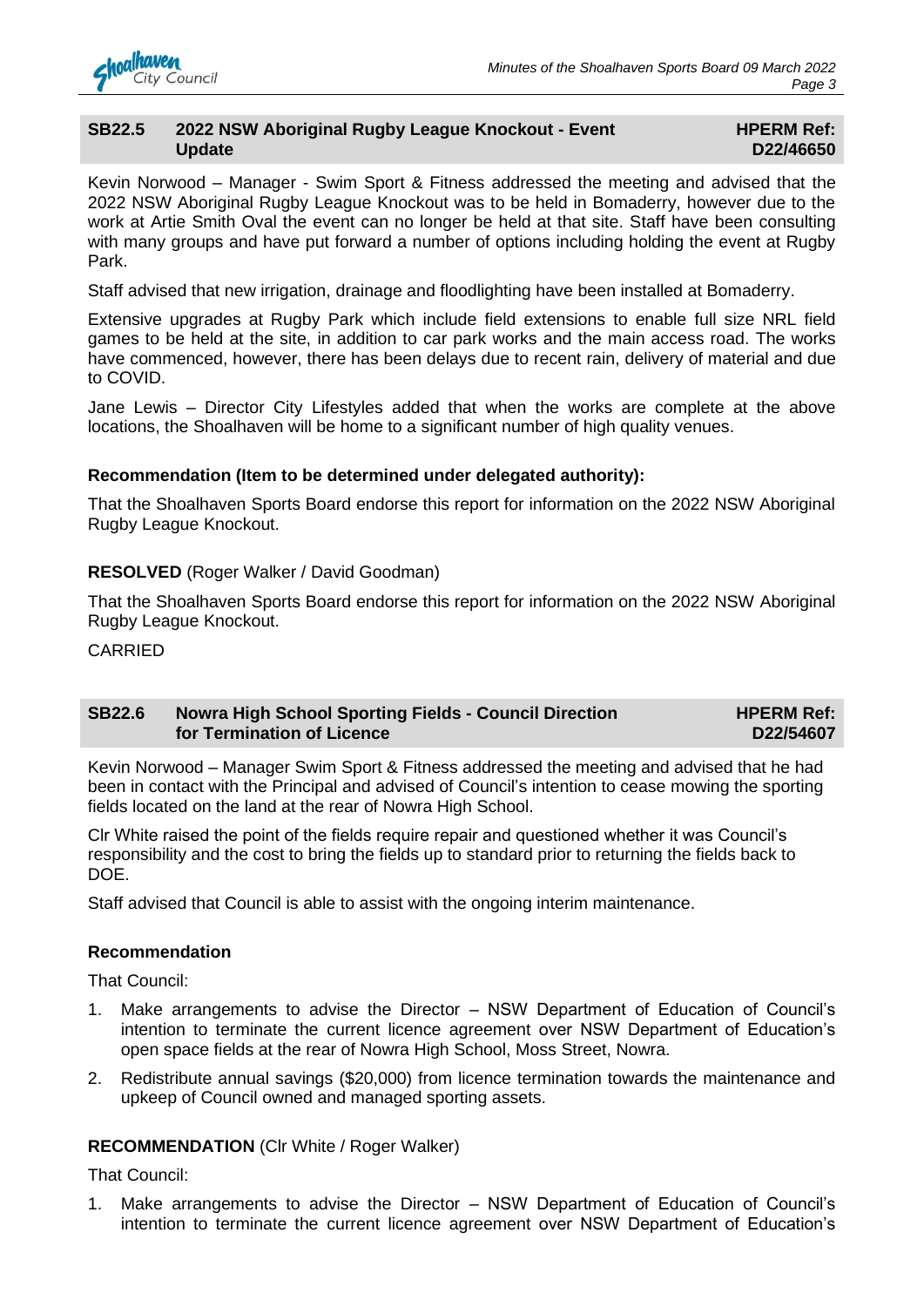## SB22.5 2022 NSW Aboriginal Rugby League Knockout - Event Update

**HPERM Ref: D22/46650**

Kevin Norwood – Manager - Swim Sport & Fitness addressed the meeting and advised that the 2022 NSW Aboriginal Rugby League Knockout was to be held in Bomaderry, however due to the work at Artie Smith Oval the event can no longer be held at that site. Staff have been consulting with many groups and have put forward a number of options including holding the event at Rugby Park.

Staff advised that new irrigation, drainage and floodlighting have been installed at Bomaderry.

Extensive upgrades at Rugby Park which include field extensions to enable full size NRL field games to be held at the site, in addition to car park works and the main access road. The works have commenced, however, there has been delays due to recent rain, delivery of material and due to COVID.

Jane Lewis – Director City Lifestyles added that when the works are complete at the above locations, the Shoalhaven will be home to a significant number of high quality venues.

**Recommendation (Item to be determined under delegated authority):**

That the Shoalhaven Sports Board endorse this report for information on the 2022 NSW Aboriginal Rugby League Knockout.

**RESOLVED** (Roger Walker / David Goodman)

That the Shoalhaven Sports Board endorse this report for information on the 2022 NSW Aboriginal Rugby League Knockout.

CARRIED

## SB22.6 Nowra High School Sporting Fields - Council Direction for Termination of Licence

**HPERM Ref: D22/54607**

Kevin Norwood – Manager Swim Sport & Fitness addressed the meeting and advised that he had been in contact with the Principal and advised of Council's intention to cease mowing the sporting fields located on the land at the rear of Nowra High School.

Clr White raised the point of the fields require repair and questioned whether it was Council's responsibility and the cost to bring the fields up to standard prior to returning the fields back to DOE.

Staff advised that Council is able to assist with the ongoing interim maintenance.

**Recommendation**

That Council:

1. Make arrangements to advise the Director – NSW Department of Education of Council's intention to terminate the current licence agreement over NSW Department of Education's open space fields at the rear of Nowra High School, Moss Street, Nowra.
2. Redistribute annual savings ($20,000) from licence termination towards the maintenance and upkeep of Council owned and managed sporting assets.

**RECOMMENDATION** (Clr White / Roger Walker)

That Council:

1. Make arrangements to advise the Director – NSW Department of Education of Council's intention to terminate the current licence agreement over NSW Department of Education's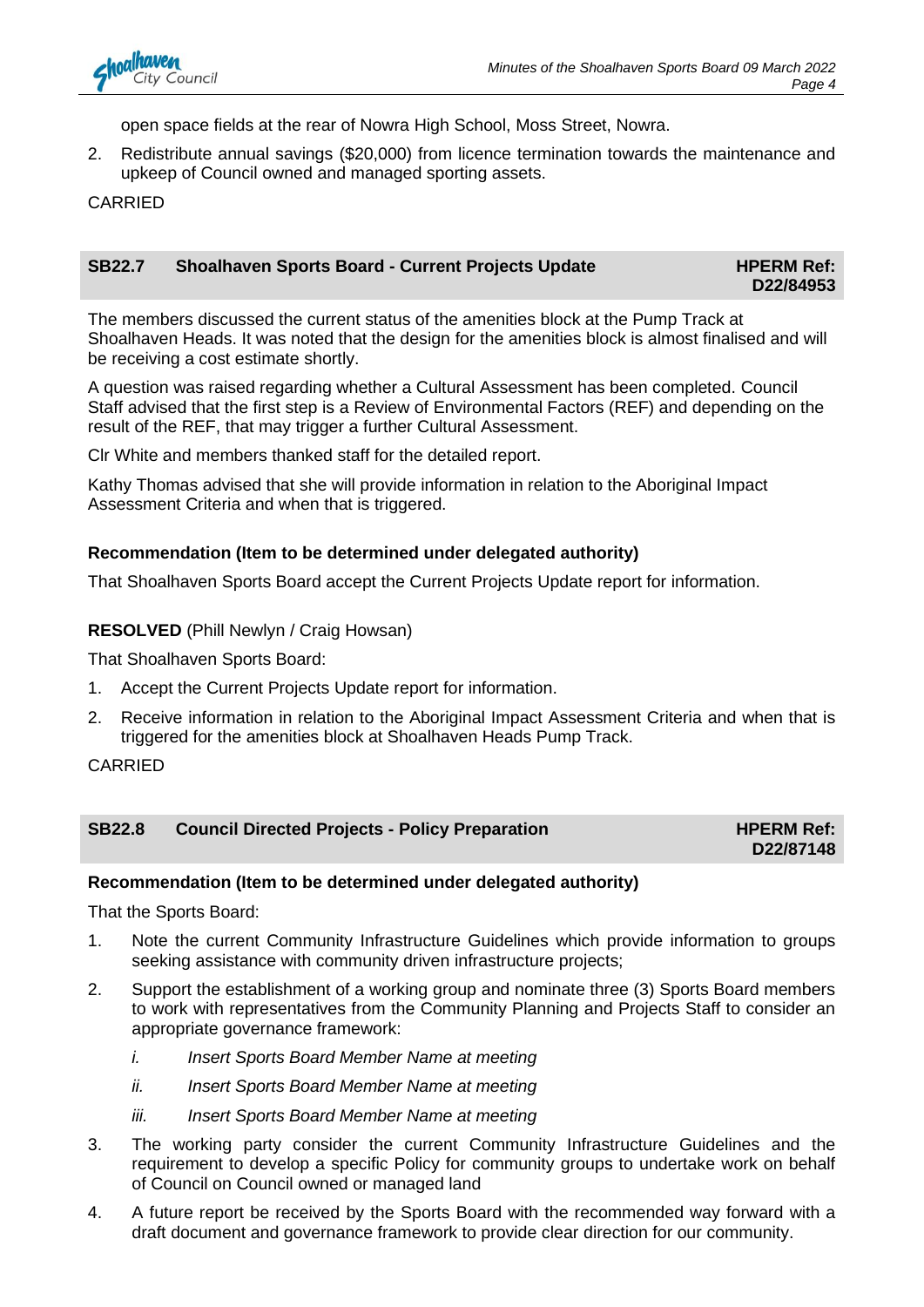open space fields at the rear of Nowra High School, Moss Street, Nowra.

2. Redistribute annual savings ($20,000) from licence termination towards the maintenance and upkeep of Council owned and managed sporting assets.

CARRIED

## SB22.7 Shoalhaven Sports Board - Current Projects Update — HPERM Ref: D22/84953

The members discussed the current status of the amenities block at the Pump Track at Shoalhaven Heads. It was noted that the design for the amenities block is almost finalised and will be receiving a cost estimate shortly.

A question was raised regarding whether a Cultural Assessment has been completed. Council Staff advised that the first step is a Review of Environmental Factors (REF) and depending on the result of the REF, that may trigger a further Cultural Assessment.

Clr White and members thanked staff for the detailed report.

Kathy Thomas advised that she will provide information in relation to the Aboriginal Impact Assessment Criteria and when that is triggered.

**Recommendation (Item to be determined under delegated authority)**

That Shoalhaven Sports Board accept the Current Projects Update report for information.

**RESOLVED** (Phill Newlyn / Craig Howsan)

That Shoalhaven Sports Board:

1. Accept the Current Projects Update report for information.
2. Receive information in relation to the Aboriginal Impact Assessment Criteria and when that is triggered for the amenities block at Shoalhaven Heads Pump Track.

CARRIED

## SB22.8 Council Directed Projects - Policy Preparation — HPERM Ref: D22/87148

**Recommendation (Item to be determined under delegated authority)**

That the Sports Board:

1. Note the current Community Infrastructure Guidelines which provide information to groups seeking assistance with community driven infrastructure projects;
2. Support the establishment of a working group and nominate three (3) Sports Board members to work with representatives from the Community Planning and Projects Staff to consider an appropriate governance framework:
   i. *Insert Sports Board Member Name at meeting*
   ii. *Insert Sports Board Member Name at meeting*
   iii. *Insert Sports Board Member Name at meeting*
3. The working party consider the current Community Infrastructure Guidelines and the requirement to develop a specific Policy for community groups to undertake work on behalf of Council on Council owned or managed land
4. A future report be received by the Sports Board with the recommended way forward with a draft document and governance framework to provide clear direction for our community.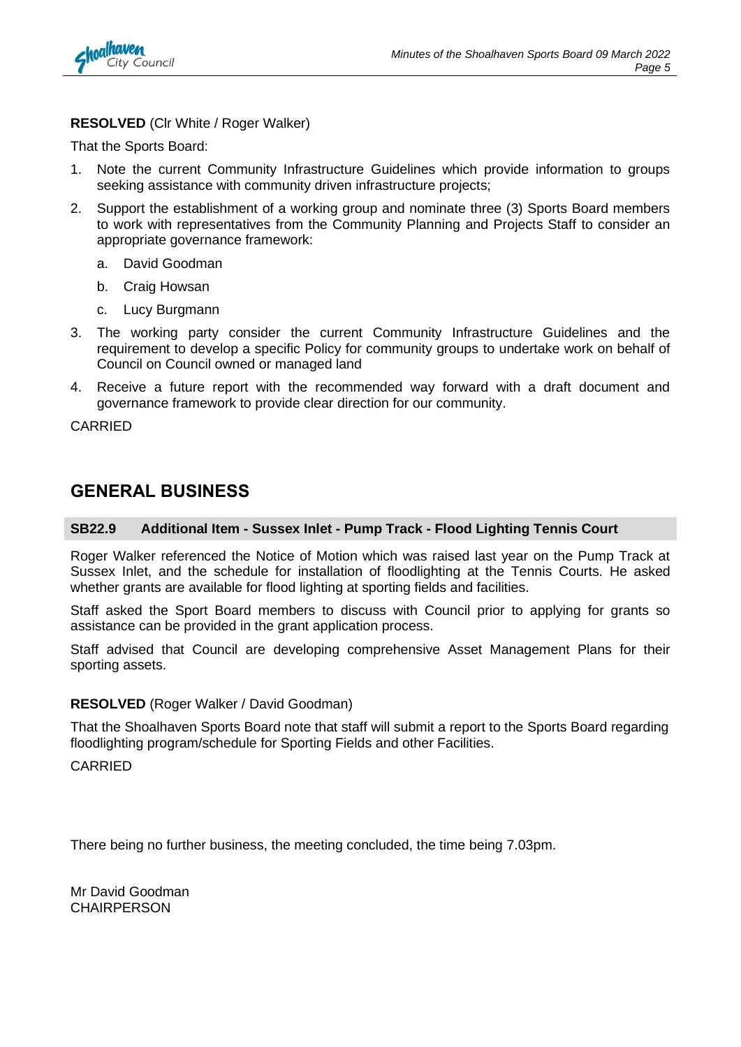**RESOLVED** (Clr White / Roger Walker)

That the Sports Board:

1. Note the current Community Infrastructure Guidelines which provide information to groups seeking assistance with community driven infrastructure projects;
2. Support the establishment of a working group and nominate three (3) Sports Board members to work with representatives from the Community Planning and Projects Staff to consider an appropriate governance framework:
   a. David Goodman
   b. Craig Howsan
   c. Lucy Burgmann
3. The working party consider the current Community Infrastructure Guidelines and the requirement to develop a specific Policy for community groups to undertake work on behalf of Council on Council owned or managed land
4. Receive a future report with the recommended way forward with a draft document and governance framework to provide clear direction for our community.

CARRIED

## GENERAL BUSINESS

### SB22.9 Additional Item - Sussex Inlet - Pump Track - Flood Lighting Tennis Court

Roger Walker referenced the Notice of Motion which was raised last year on the Pump Track at Sussex Inlet, and the schedule for installation of floodlighting at the Tennis Courts. He asked whether grants are available for flood lighting at sporting fields and facilities.

Staff asked the Sport Board members to discuss with Council prior to applying for grants so assistance can be provided in the grant application process.

Staff advised that Council are developing comprehensive Asset Management Plans for their sporting assets.

**RESOLVED** (Roger Walker / David Goodman)

That the Shoalhaven Sports Board note that staff will submit a report to the Sports Board regarding floodlighting program/schedule for Sporting Fields and other Facilities.

CARRIED

There being no further business, the meeting concluded, the time being 7.03pm.

Mr David Goodman
CHAIRPERSON